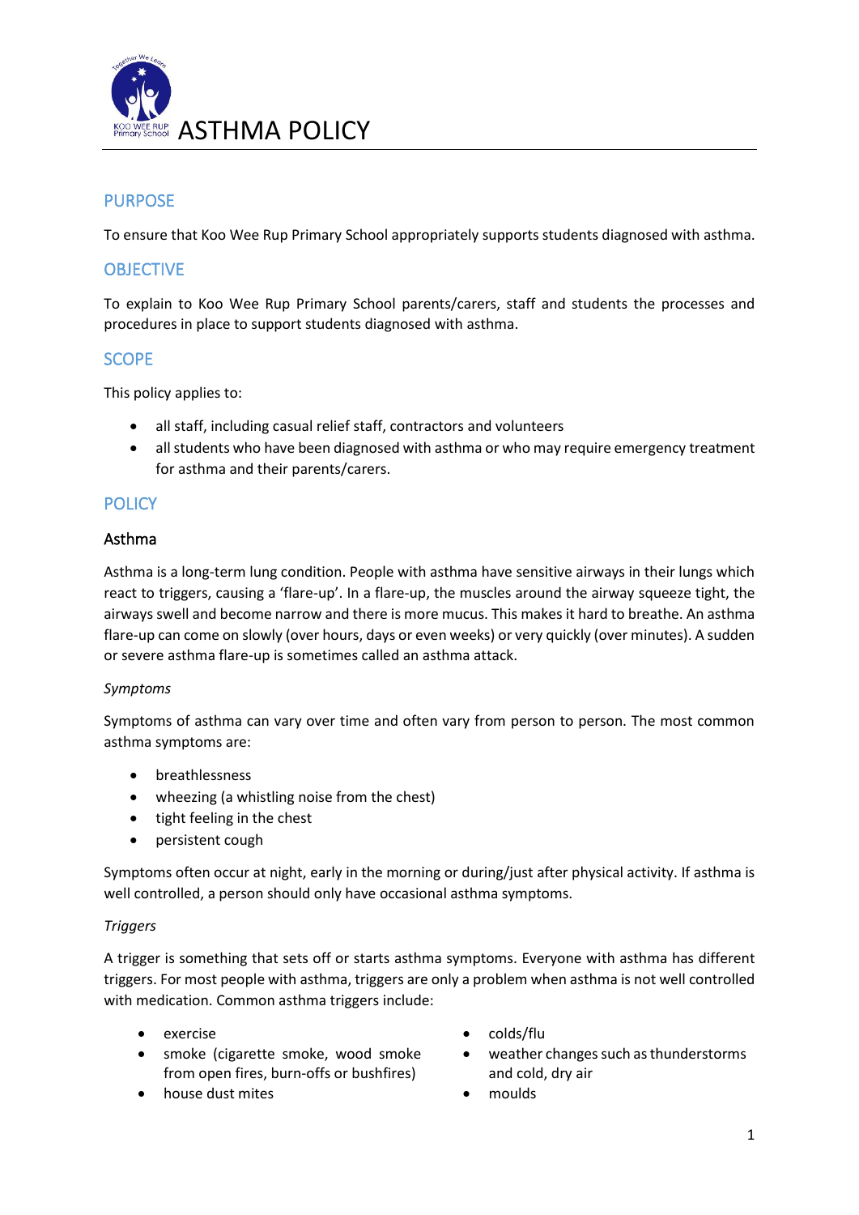# ASTHMA POLICY

## PURPOSE

To ensure that Koo Wee Rup Primary School appropriately supports students diagnosed with asthma.

## OBJECTIVE

To explain to Koo Wee Rup Primary School parents/carers, staff and students the processes and procedures in place to support students diagnosed with asthma.

## SCOPE

This policy applies to:

- all staff, including casual relief staff, contractors and volunteers
- all students who have been diagnosed with asthma or who may require emergency treatment for asthma and their parents/carers.

## POLICY

### Asthma

Asthma is a long-term lung condition. People with asthma have sensitive airways in their lungs which react to triggers, causing a 'flare-up'. In a flare-up, the muscles around the airway squeeze tight, the airways swell and become narrow and there is more mucus. This makes it hard to breathe. An asthma flare-up can come on slowly (over hours, days or even weeks) or very quickly (over minutes). A sudden or severe asthma flare-up is sometimes called an asthma attack.

*Symptoms*

Symptoms of asthma can vary over time and often vary from person to person. The most common asthma symptoms are:

- breathlessness
- wheezing (a whistling noise from the chest)
- tight feeling in the chest
- persistent cough

Symptoms often occur at night, early in the morning or during/just after physical activity. If asthma is well controlled, a person should only have occasional asthma symptoms.

*Triggers*

A trigger is something that sets off or starts asthma symptoms. Everyone with asthma has different triggers. For most people with asthma, triggers are only a problem when asthma is not well controlled with medication. Common asthma triggers include:

- exercise
- smoke (cigarette smoke, wood smoke from open fires, burn-offs or bushfires)
- house dust mites
- colds/flu
- weather changes such as thunderstorms and cold, dry air
- moulds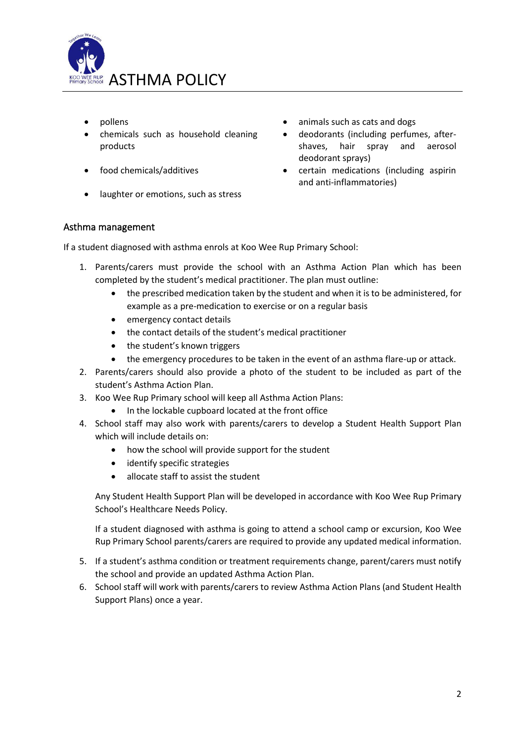- pollens
- chemicals such as household cleaning products
- food chemicals/additives
- laughter or emotions, such as stress
- animals such as cats and dogs
- deodorants (including perfumes, after-shaves, hair spray and aerosol deodorant sprays)
- certain medications (including aspirin and anti-inflammatories)

## Asthma management

If a student diagnosed with asthma enrols at Koo Wee Rup Primary School:

1. Parents/carers must provide the school with an Asthma Action Plan which has been completed by the student's medical practitioner. The plan must outline:
   - the prescribed medication taken by the student and when it is to be administered, for example as a pre-medication to exercise or on a regular basis
   - emergency contact details
   - the contact details of the student's medical practitioner
   - the student's known triggers
   - the emergency procedures to be taken in the event of an asthma flare-up or attack.
2. Parents/carers should also provide a photo of the student to be included as part of the student's Asthma Action Plan.
3. Koo Wee Rup Primary school will keep all Asthma Action Plans:
   - In the lockable cupboard located at the front office
4. School staff may also work with parents/carers to develop a Student Health Support Plan which will include details on:
   - how the school will provide support for the student
   - identify specific strategies
   - allocate staff to assist the student

   Any Student Health Support Plan will be developed in accordance with Koo Wee Rup Primary School's Healthcare Needs Policy.

   If a student diagnosed with asthma is going to attend a school camp or excursion, Koo Wee Rup Primary School parents/carers are required to provide any updated medical information.
5. If a student's asthma condition or treatment requirements change, parent/carers must notify the school and provide an updated Asthma Action Plan.
6. School staff will work with parents/carers to review Asthma Action Plans (and Student Health Support Plans) once a year.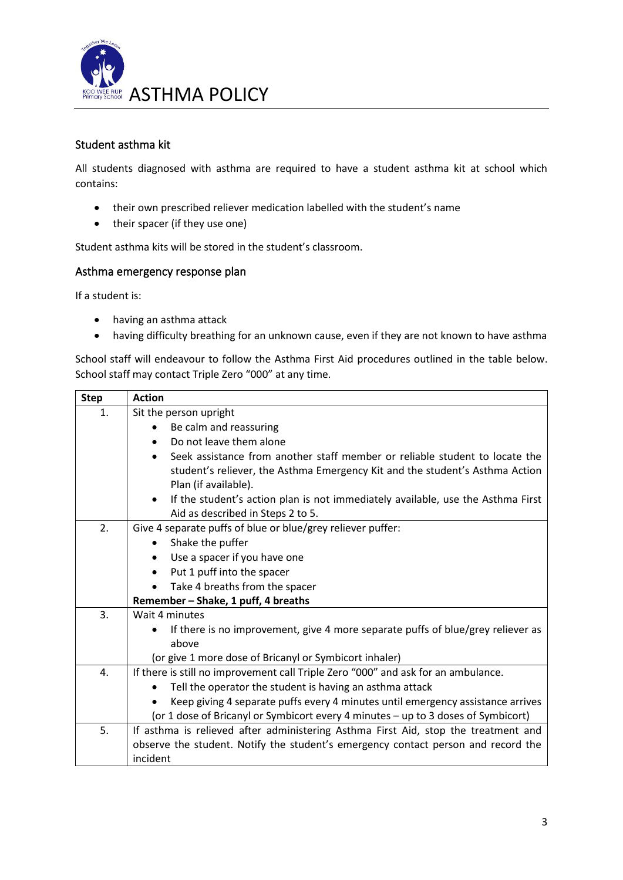## Student asthma kit

All students diagnosed with asthma are required to have a student asthma kit at school which contains:

- their own prescribed reliever medication labelled with the student's name
- their spacer (if they use one)

Student asthma kits will be stored in the student's classroom.

## Asthma emergency response plan

If a student is:

- having an asthma attack
- having difficulty breathing for an unknown cause, even if they are not known to have asthma

School staff will endeavour to follow the Asthma First Aid procedures outlined in the table below. School staff may contact Triple Zero "000" at any time.

| Step | Action |
|---|---|
| 1. | Sit the person upright<br>• Be calm and reassuring<br>• Do not leave them alone<br>• Seek assistance from another staff member or reliable student to locate the student's reliever, the Asthma Emergency Kit and the student's Asthma Action Plan (if available).<br>• If the student's action plan is not immediately available, use the Asthma First Aid as described in Steps 2 to 5. |
| 2. | Give 4 separate puffs of blue or blue/grey reliever puffer:<br>• Shake the puffer<br>• Use a spacer if you have one<br>• Put 1 puff into the spacer<br>• Take 4 breaths from the spacer<br>**Remember – Shake, 1 puff, 4 breaths** |
| 3. | Wait 4 minutes<br>• If there is no improvement, give 4 more separate puffs of blue/grey reliever as above<br>(or give 1 more dose of Bricanyl or Symbicort inhaler) |
| 4. | If there is still no improvement call Triple Zero "000" and ask for an ambulance.<br>• Tell the operator the student is having an asthma attack<br>• Keep giving 4 separate puffs every 4 minutes until emergency assistance arrives<br>(or 1 dose of Bricanyl or Symbicort every 4 minutes – up to 3 doses of Symbicort) |
| 5. | If asthma is relieved after administering Asthma First Aid, stop the treatment and observe the student. Notify the student's emergency contact person and record the incident |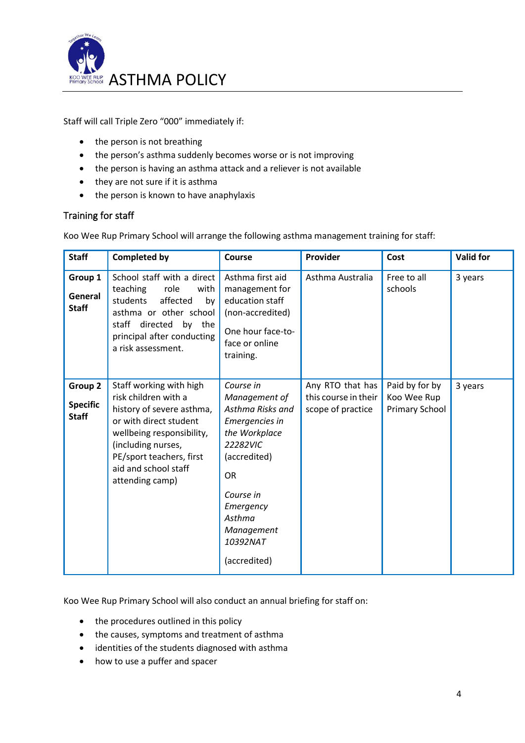Staff will call Triple Zero "000" immediately if:

- the person is not breathing
- the person's asthma suddenly becomes worse or is not improving
- the person is having an asthma attack and a reliever is not available
- they are not sure if it is asthma
- the person is known to have anaphylaxis

## Training for staff

Koo Wee Rup Primary School will arrange the following asthma management training for staff:

| Staff | Completed by | Course | Provider | Cost | Valid for |
|---|---|---|---|---|---|
| **Group 1** **General Staff** | School staff with a direct teaching role with students affected by asthma or other school staff directed by the principal after conducting a risk assessment. | Asthma first aid management for education staff (non-accredited) One hour face-to-face or online training. | Asthma Australia | Free to all schools | 3 years |
| **Group 2** **Specific Staff** | Staff working with high risk children with a history of severe asthma, or with direct student wellbeing responsibility, (including nurses, PE/sport teachers, first aid and school staff attending camp) | *Course in Management of Asthma Risks and Emergencies in the Workplace 22282VIC* (accredited) OR *Course in Emergency Asthma Management 10392NAT* (accredited) | Any RTO that has this course in their scope of practice | Paid by for by Koo Wee Rup Primary School | 3 years |

Koo Wee Rup Primary School will also conduct an annual briefing for staff on:

- the procedures outlined in this policy
- the causes, symptoms and treatment of asthma
- identities of the students diagnosed with asthma
- how to use a puffer and spacer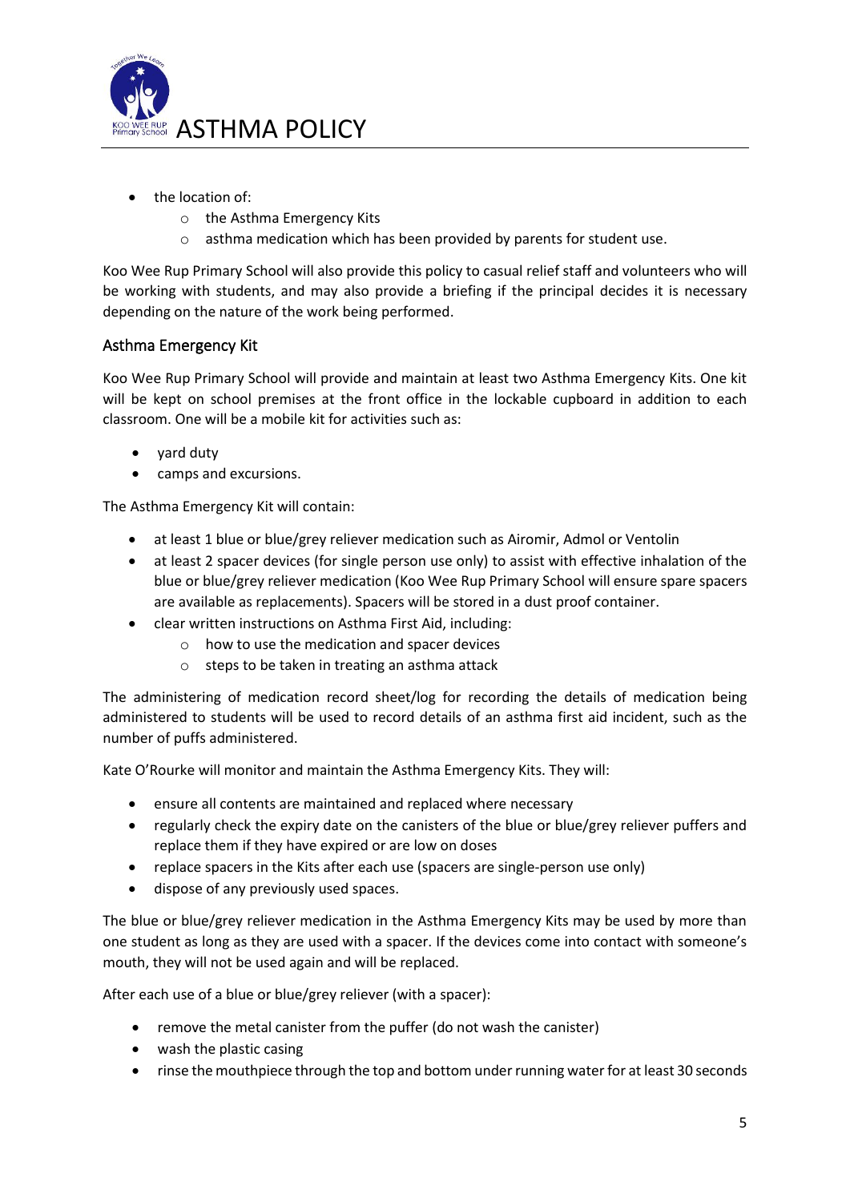- the location of:
    - the Asthma Emergency Kits
    - asthma medication which has been provided by parents for student use.

Koo Wee Rup Primary School will also provide this policy to casual relief staff and volunteers who will be working with students, and may also provide a briefing if the principal decides it is necessary depending on the nature of the work being performed.

## Asthma Emergency Kit

Koo Wee Rup Primary School will provide and maintain at least two Asthma Emergency Kits. One kit will be kept on school premises at the front office in the lockable cupboard in addition to each classroom. One will be a mobile kit for activities such as:

- yard duty
- camps and excursions.

The Asthma Emergency Kit will contain:

- at least 1 blue or blue/grey reliever medication such as Airomir, Admol or Ventolin
- at least 2 spacer devices (for single person use only) to assist with effective inhalation of the blue or blue/grey reliever medication (Koo Wee Rup Primary School will ensure spare spacers are available as replacements). Spacers will be stored in a dust proof container.
- clear written instructions on Asthma First Aid, including:
    - how to use the medication and spacer devices
    - steps to be taken in treating an asthma attack

The administering of medication record sheet/log for recording the details of medication being administered to students will be used to record details of an asthma first aid incident, such as the number of puffs administered.

Kate O'Rourke will monitor and maintain the Asthma Emergency Kits. They will:

- ensure all contents are maintained and replaced where necessary
- regularly check the expiry date on the canisters of the blue or blue/grey reliever puffers and replace them if they have expired or are low on doses
- replace spacers in the Kits after each use (spacers are single-person use only)
- dispose of any previously used spaces.

The blue or blue/grey reliever medication in the Asthma Emergency Kits may be used by more than one student as long as they are used with a spacer. If the devices come into contact with someone's mouth, they will not be used again and will be replaced.

After each use of a blue or blue/grey reliever (with a spacer):

- remove the metal canister from the puffer (do not wash the canister)
- wash the plastic casing
- rinse the mouthpiece through the top and bottom under running water for at least 30 seconds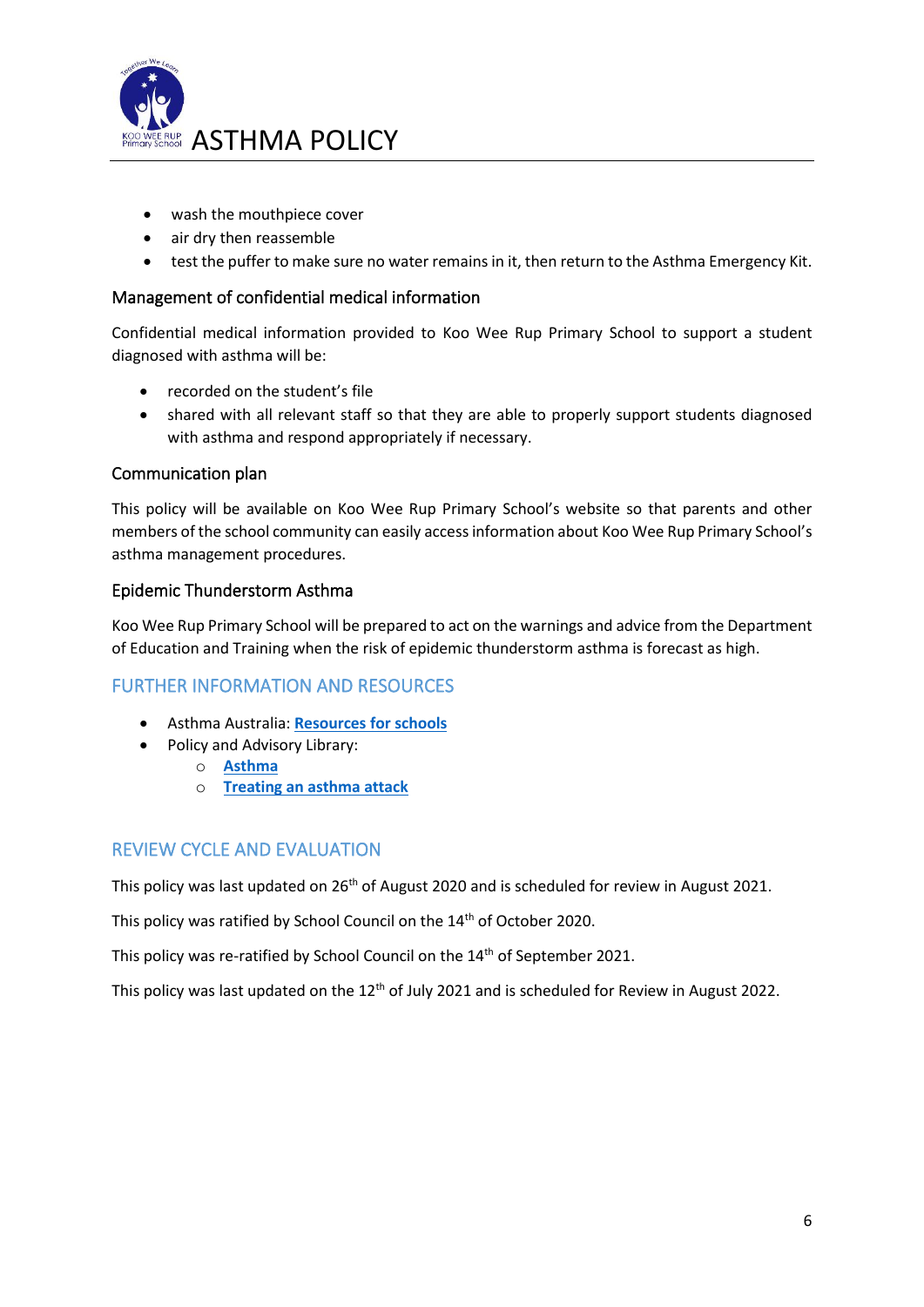- wash the mouthpiece cover
- air dry then reassemble
- test the puffer to make sure no water remains in it, then return to the Asthma Emergency Kit.

### Management of confidential medical information

Confidential medical information provided to Koo Wee Rup Primary School to support a student diagnosed with asthma will be:

- recorded on the student's file
- shared with all relevant staff so that they are able to properly support students diagnosed with asthma and respond appropriately if necessary.

### Communication plan

This policy will be available on Koo Wee Rup Primary School's website so that parents and other members of the school community can easily access information about Koo Wee Rup Primary School's asthma management procedures.

### Epidemic Thunderstorm Asthma

Koo Wee Rup Primary School will be prepared to act on the warnings and advice from the Department of Education and Training when the risk of epidemic thunderstorm asthma is forecast as high.

## FURTHER INFORMATION AND RESOURCES

- Asthma Australia: **Resources for schools**
- Policy and Advisory Library:
  - **Asthma**
  - **Treating an asthma attack**

## REVIEW CYCLE AND EVALUATION

This policy was last updated on 26th of August 2020 and is scheduled for review in August 2021.

This policy was ratified by School Council on the 14th of October 2020.

This policy was re-ratified by School Council on the 14th of September 2021.

This policy was last updated on the 12th of July 2021 and is scheduled for Review in August 2022.